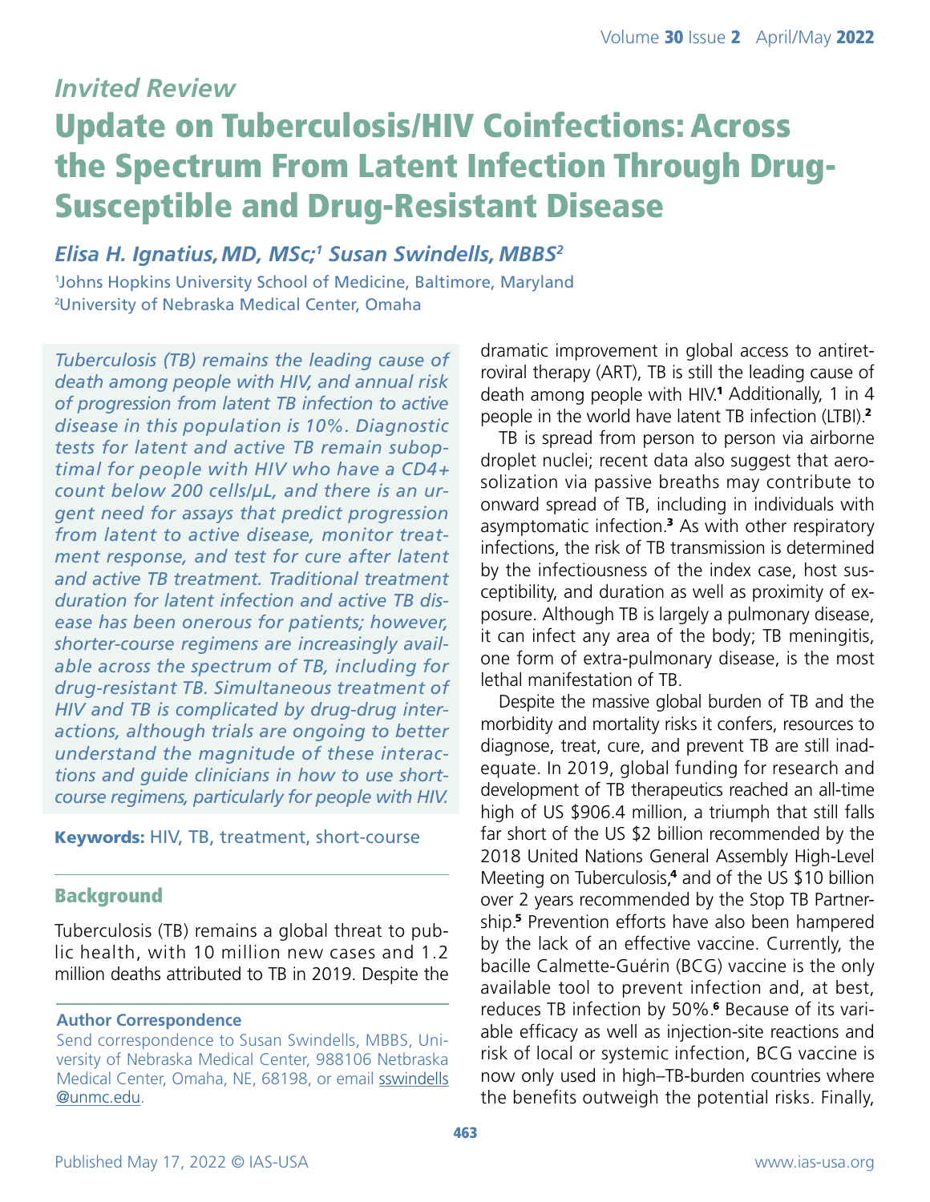*Invited Review*

# Update on Tuberculosis/HIV Coinfections: Across the Spectrum From Latent Infection Through Drug-Susceptible and Drug-Resistant Disease

***Elisa H. Ignatius, MD, MSc;[1] Susan Swindells, MBBS[2]***

[1]Johns Hopkins University School of Medicine, Baltimore, Maryland
[2]University of Nebraska Medical Center, Omaha

*Tuberculosis (TB) remains the leading cause of death among people with HIV, and annual risk of progression from latent TB infection to active disease in this population is 10%. Diagnostic tests for latent and active TB remain suboptimal for people with HIV who have a CD4+ count below 200 cells/µL, and there is an urgent need for assays that predict progression from latent to active disease, monitor treatment response, and test for cure after latent and active TB treatment. Traditional treatment duration for latent infection and active TB disease has been onerous for patients; however, shorter-course regimens are increasingly available across the spectrum of TB, including for drug-resistant TB. Simultaneous treatment of HIV and TB is complicated by drug-drug interactions, although trials are ongoing to better understand the magnitude of these interactions and guide clinicians in how to use short-course regimens, particularly for people with HIV.*

**Keywords:** HIV, TB, treatment, short-course

## Background

Tuberculosis (TB) remains a global threat to public health, with 10 million new cases and 1.2 million deaths attributed to TB in 2019. Despite the dramatic improvement in global access to antiretroviral therapy (ART), TB is still the leading cause of death among people with HIV.[1] Additionally, 1 in 4 people in the world have latent TB infection (LTBI).[2]

TB is spread from person to person via airborne droplet nuclei; recent data also suggest that aerosolization via passive breaths may contribute to onward spread of TB, including in individuals with asymptomatic infection.[3] As with other respiratory infections, the risk of TB transmission is determined by the infectiousness of the index case, host susceptibility, and duration as well as proximity of exposure. Although TB is largely a pulmonary disease, it can infect any area of the body; TB meningitis, one form of extra-pulmonary disease, is the most lethal manifestation of TB.

Despite the massive global burden of TB and the morbidity and mortality risks it confers, resources to diagnose, treat, cure, and prevent TB are still inadequate. In 2019, global funding for research and development of TB therapeutics reached an all-time high of US $906.4 million, a triumph that still falls far short of the US $2 billion recommended by the 2018 United Nations General Assembly High-Level Meeting on Tuberculosis,[4] and of the US $10 billion over 2 years recommended by the Stop TB Partnership.[5] Prevention efforts have also been hampered by the lack of an effective vaccine. Currently, the bacille Calmette-Guérin (BCG) vaccine is the only available tool to prevent infection and, at best, reduces TB infection by 50%.[6] Because of its variable efficacy as well as injection-site reactions and risk of local or systemic infection, BCG vaccine is now only used in high–TB-burden countries where the benefits outweigh the potential risks. Finally,

**Author Correspondence**

Send correspondence to Susan Swindells, MBBS, University of Nebraska Medical Center, 988106 Nebraska Medical Center, Omaha, NE, 68198, or email sswindells@unmc.edu.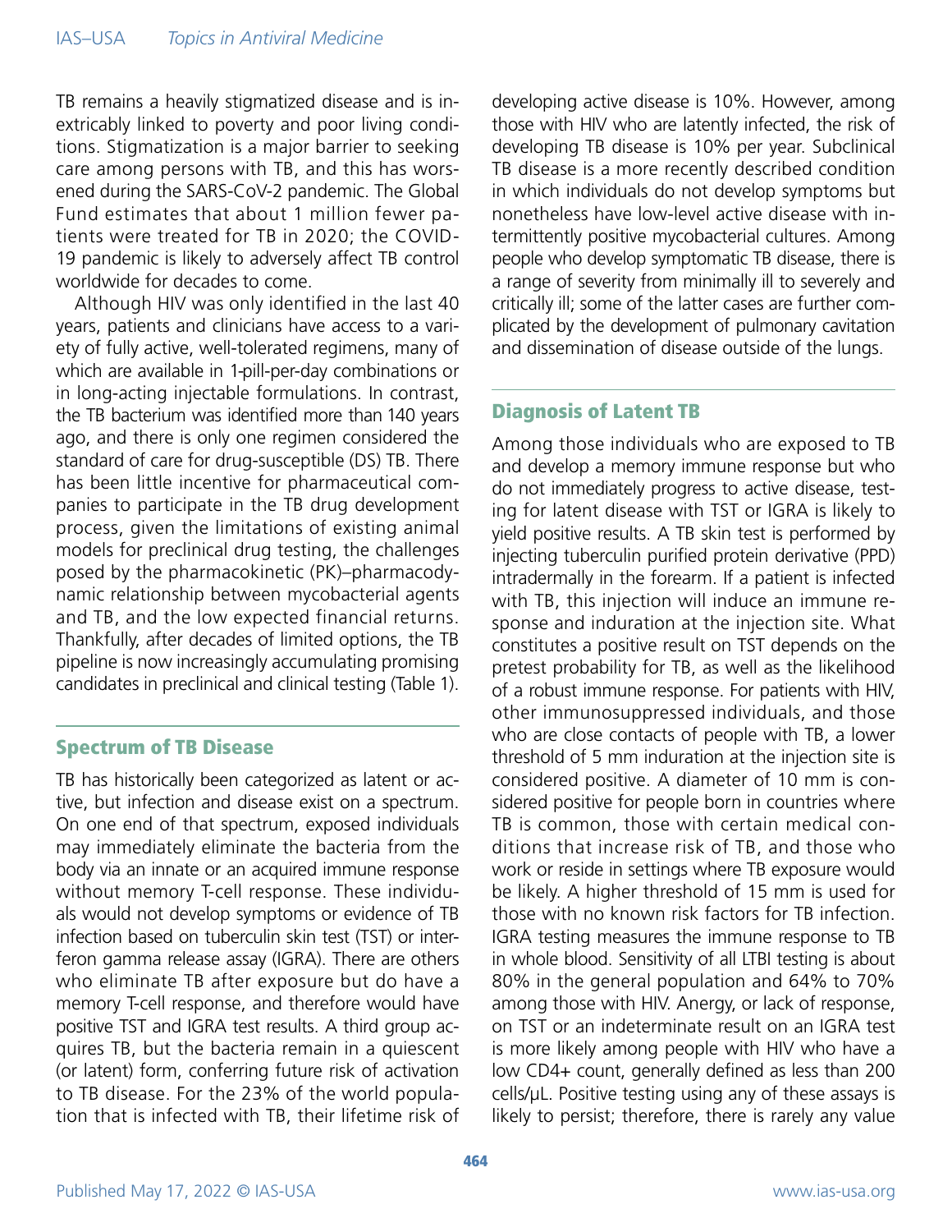TB remains a heavily stigmatized disease and is inextricably linked to poverty and poor living conditions. Stigmatization is a major barrier to seeking care among persons with TB, and this has worsened during the SARS-CoV-2 pandemic. The Global Fund estimates that about 1 million fewer patients were treated for TB in 2020; the COVID-19 pandemic is likely to adversely affect TB control worldwide for decades to come.

Although HIV was only identified in the last 40 years, patients and clinicians have access to a variety of fully active, well-tolerated regimens, many of which are available in 1-pill-per-day combinations or in long-acting injectable formulations. In contrast, the TB bacterium was identified more than 140 years ago, and there is only one regimen considered the standard of care for drug-susceptible (DS) TB. There has been little incentive for pharmaceutical companies to participate in the TB drug development process, given the limitations of existing animal models for preclinical drug testing, the challenges posed by the pharmacokinetic (PK)–pharmacodynamic relationship between mycobacterial agents and TB, and the low expected financial returns. Thankfully, after decades of limited options, the TB pipeline is now increasingly accumulating promising candidates in preclinical and clinical testing (Table 1).

## Spectrum of TB Disease

TB has historically been categorized as latent or active, but infection and disease exist on a spectrum. On one end of that spectrum, exposed individuals may immediately eliminate the bacteria from the body via an innate or an acquired immune response without memory T-cell response. These individuals would not develop symptoms or evidence of TB infection based on tuberculin skin test (TST) or interferon gamma release assay (IGRA). There are others who eliminate TB after exposure but do have a memory T-cell response, and therefore would have positive TST and IGRA test results. A third group acquires TB, but the bacteria remain in a quiescent (or latent) form, conferring future risk of activation to TB disease. For the 23% of the world population that is infected with TB, their lifetime risk of developing active disease is 10%. However, among those with HIV who are latently infected, the risk of developing TB disease is 10% per year. Subclinical TB disease is a more recently described condition in which individuals do not develop symptoms but nonetheless have low-level active disease with intermittently positive mycobacterial cultures. Among people who develop symptomatic TB disease, there is a range of severity from minimally ill to severely and critically ill; some of the latter cases are further complicated by the development of pulmonary cavitation and dissemination of disease outside of the lungs.

## Diagnosis of Latent TB

Among those individuals who are exposed to TB and develop a memory immune response but who do not immediately progress to active disease, testing for latent disease with TST or IGRA is likely to yield positive results. A TB skin test is performed by injecting tuberculin purified protein derivative (PPD) intradermally in the forearm. If a patient is infected with TB, this injection will induce an immune response and induration at the injection site. What constitutes a positive result on TST depends on the pretest probability for TB, as well as the likelihood of a robust immune response. For patients with HIV, other immunosuppressed individuals, and those who are close contacts of people with TB, a lower threshold of 5 mm induration at the injection site is considered positive. A diameter of 10 mm is considered positive for people born in countries where TB is common, those with certain medical conditions that increase risk of TB, and those who work or reside in settings where TB exposure would be likely. A higher threshold of 15 mm is used for those with no known risk factors for TB infection. IGRA testing measures the immune response to TB in whole blood. Sensitivity of all LTBI testing is about 80% in the general population and 64% to 70% among those with HIV. Anergy, or lack of response, on TST or an indeterminate result on an IGRA test is more likely among people with HIV who have a low CD4+ count, generally defined as less than 200 cells/µL. Positive testing using any of these assays is likely to persist; therefore, there is rarely any value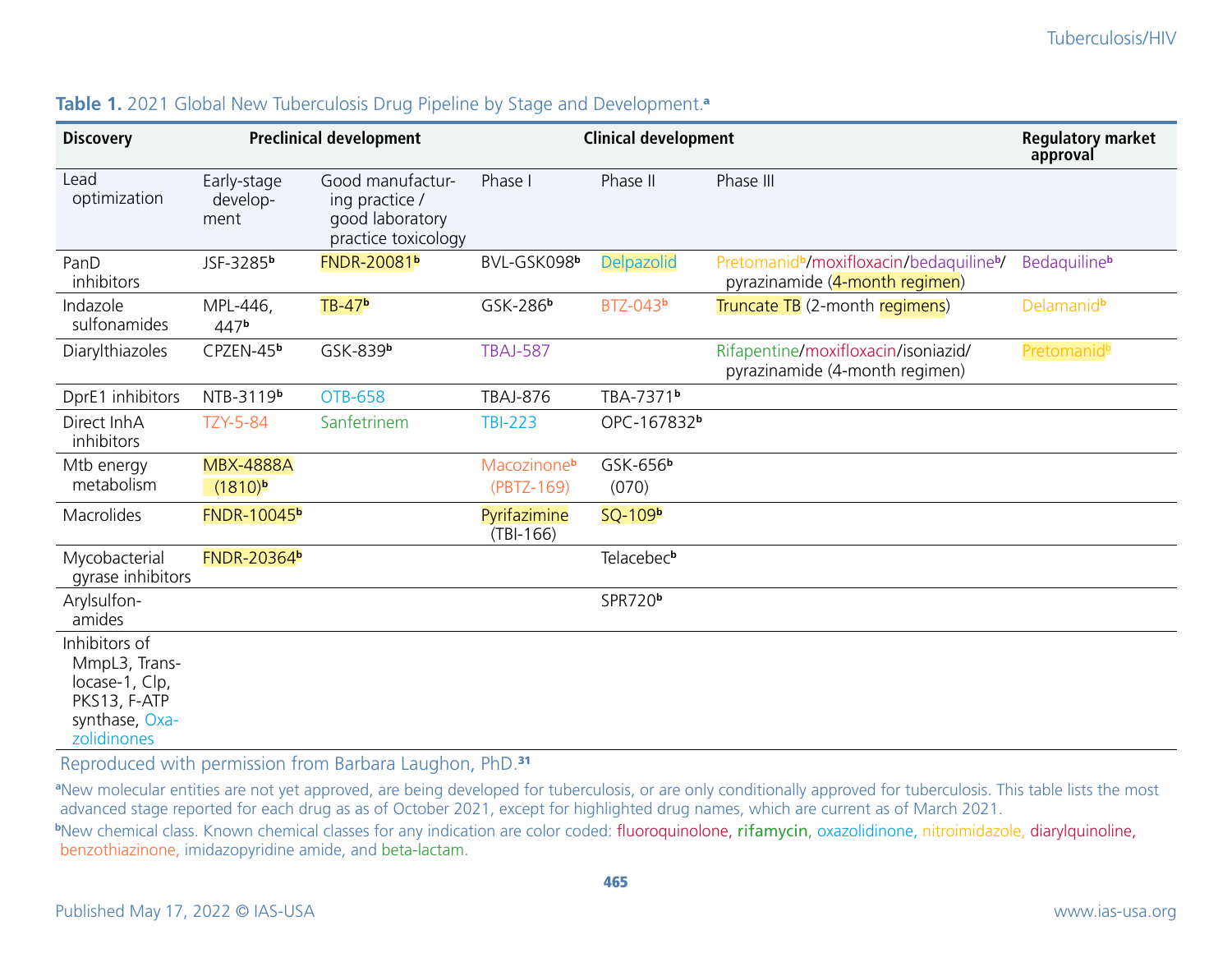**Table 1.** 2021 Global New Tuberculosis Drug Pipeline by Stage and Development.[a]

| Discovery | Preclinical development | | Clinical development | | | Regulatory market approval |
|---|---|---|---|---|---|---|
| Lead optimization | Early-stage development | Good manufacturing practice / good laboratory practice toxicology | Phase I | Phase II | Phase III | |
| PanD inhibitors | JSF-3285[b] | FNDR-20081[b] | BVL-GSK098[b] | Delpazolid | Pretomanid[b]/moxifloxacin/bedaquiline[b]/ pyrazinamide (4-month regimen) | Bedaquiline[b] |
| Indazole sulfonamides | MPL-446, 447[b] | TB-47[b] | GSK-286[b] | BTZ-043[b] | Truncate TB (2-month regimens) | Delamanid[b] |
| Diarylthiazoles | CPZEN-45[b] | GSK-839[b] | TBAJ-587 | | Rifapentine/moxifloxacin/isoniazid/ pyrazinamide (4-month regimen) | Pretomanid[b] |
| DprE1 inhibitors | NTB-3119[b] | OTB-658 | TBAJ-876 | TBA-7371[b] | | |
| Direct InhA inhibitors | TZY-5-84 | Sanfetrinem | TBI-223 | OPC-167832[b] | | |
| Mtb energy metabolism | MBX-4888A (1810)[b] | | Macozinone[b] (PBTZ-169) | GSK-656[b] (070) | | |
| Macrolides | FNDR-10045[b] | | Pyrifazimine (TBI-166) | SQ-109[b] | | |
| Mycobacterial gyrase inhibitors | FNDR-20364[b] | | | Telacebec[b] | | |
| Arylsulfonamides | | | | SPR720[b] | | |
| Inhibitors of MmpL3, Translocase-1, Clp, PKS13, F-ATP synthase, Oxazolidinones | | | | | | |

Reproduced with permission from Barbara Laughon, PhD.[31]

[a]New molecular entities are not yet approved, are being developed for tuberculosis, or are only conditionally approved for tuberculosis. This table lists the most advanced stage reported for each drug as as of October 2021, except for highlighted drug names, which are current as of March 2021.

[b]New chemical class. Known chemical classes for any indication are color coded: fluoroquinolone, rifamycin, oxazolidinone, nitroimidazole, diarylquinoline, benzothiazinone, imidazopyridine amide, and beta-lactam.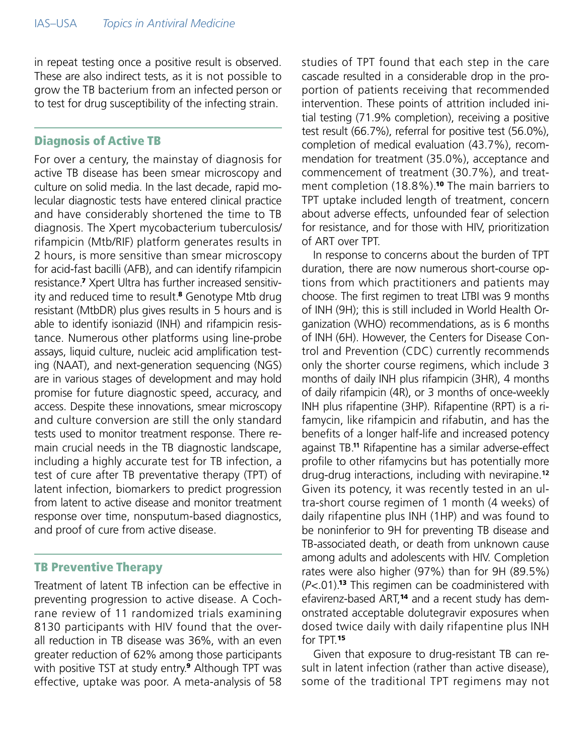in repeat testing once a positive result is observed. These are also indirect tests, as it is not possible to grow the TB bacterium from an infected person or to test for drug susceptibility of the infecting strain.

## Diagnosis of Active TB

For over a century, the mainstay of diagnosis for active TB disease has been smear microscopy and culture on solid media. In the last decade, rapid molecular diagnostic tests have entered clinical practice and have considerably shortened the time to TB diagnosis. The Xpert mycobacterium tuberculosis/rifampicin (Mtb/RIF) platform generates results in 2 hours, is more sensitive than smear microscopy for acid-fast bacilli (AFB), and can identify rifampicin resistance.[7] Xpert Ultra has further increased sensitivity and reduced time to result.[8] Genotype Mtb drug resistant (MtbDR) plus gives results in 5 hours and is able to identify isoniazid (INH) and rifampicin resistance. Numerous other platforms using line-probe assays, liquid culture, nucleic acid amplification testing (NAAT), and next-generation sequencing (NGS) are in various stages of development and may hold promise for future diagnostic speed, accuracy, and access. Despite these innovations, smear microscopy and culture conversion are still the only standard tests used to monitor treatment response. There remain crucial needs in the TB diagnostic landscape, including a highly accurate test for TB infection, a test of cure after TB preventative therapy (TPT) of latent infection, biomarkers to predict progression from latent to active disease and monitor treatment response over time, nonsputum-based diagnostics, and proof of cure from active disease.

## TB Preventive Therapy

Treatment of latent TB infection can be effective in preventing progression to active disease. A Cochrane review of 11 randomized trials examining 8130 participants with HIV found that the overall reduction in TB disease was 36%, with an even greater reduction of 62% among those participants with positive TST at study entry.[9] Although TPT was effective, uptake was poor. A meta-analysis of 58 studies of TPT found that each step in the care cascade resulted in a considerable drop in the proportion of patients receiving that recommended intervention. These points of attrition included initial testing (71.9% completion), receiving a positive test result (66.7%), referral for positive test (56.0%), completion of medical evaluation (43.7%), recommendation for treatment (35.0%), acceptance and commencement of treatment (30.7%), and treatment completion (18.8%).[10] The main barriers to TPT uptake included length of treatment, concern about adverse effects, unfounded fear of selection for resistance, and for those with HIV, prioritization of ART over TPT.

In response to concerns about the burden of TPT duration, there are now numerous short-course options from which practitioners and patients may choose. The first regimen to treat LTBI was 9 months of INH (9H); this is still included in World Health Organization (WHO) recommendations, as is 6 months of INH (6H). However, the Centers for Disease Control and Prevention (CDC) currently recommends only the shorter course regimens, which include 3 months of daily INH plus rifampicin (3HR), 4 months of daily rifampicin (4R), or 3 months of once-weekly INH plus rifapentine (3HP). Rifapentine (RPT) is a rifamycin, like rifampicin and rifabutin, and has the benefits of a longer half-life and increased potency against TB.[11] Rifapentine has a similar adverse-effect profile to other rifamycins but has potentially more drug-drug interactions, including with nevirapine.[12] Given its potency, it was recently tested in an ultra-short course regimen of 1 month (4 weeks) of daily rifapentine plus INH (1HP) and was found to be noninferior to 9H for preventing TB disease and TB-associated death, or death from unknown cause among adults and adolescents with HIV. Completion rates were also higher (97%) than for 9H (89.5%) ($P<.01$).[13] This regimen can be coadministered with efavirenz-based ART,[14] and a recent study has demonstrated acceptable dolutegravir exposures when dosed twice daily with daily rifapentine plus INH for TPT.[15]

Given that exposure to drug-resistant TB can result in latent infection (rather than active disease), some of the traditional TPT regimens may not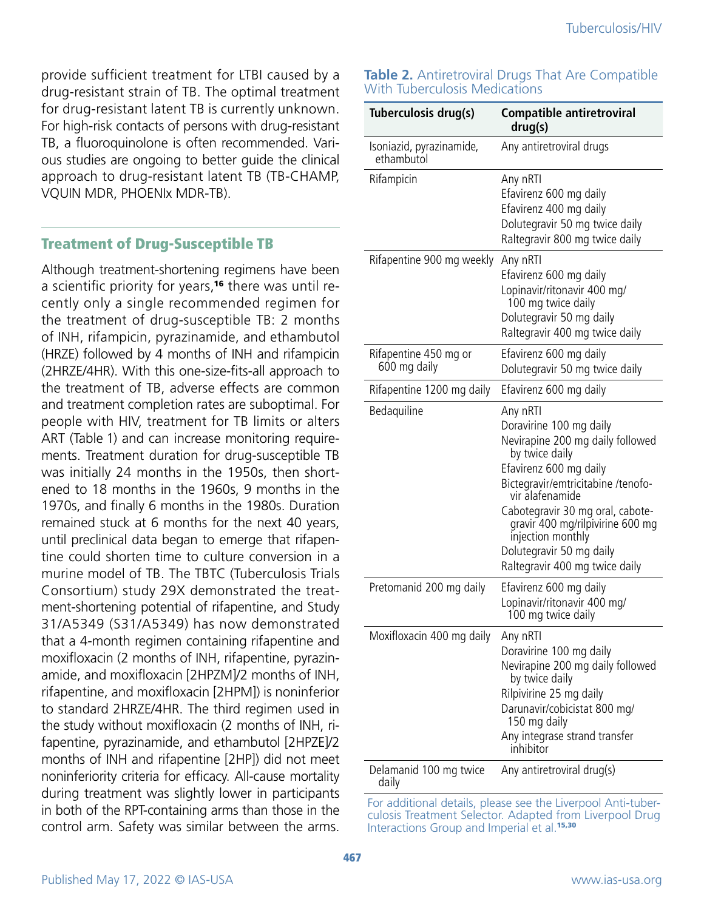provide sufficient treatment for LTBI caused by a drug-resistant strain of TB. The optimal treatment for drug-resistant latent TB is currently unknown. For high-risk contacts of persons with drug-resistant TB, a fluoroquinolone is often recommended. Various studies are ongoing to better guide the clinical approach to drug-resistant latent TB (TB-CHAMP, VQUIN MDR, PHOENIx MDR-TB).

## Treatment of Drug-Susceptible TB

Although treatment-shortening regimens have been a scientific priority for years,[16] there was until recently only a single recommended regimen for the treatment of drug-susceptible TB: 2 months of INH, rifampicin, pyrazinamide, and ethambutol (HRZE) followed by 4 months of INH and rifampicin (2HRZE/4HR). With this one-size-fits-all approach to the treatment of TB, adverse effects are common and treatment completion rates are suboptimal. For people with HIV, treatment for TB limits or alters ART (Table 1) and can increase monitoring requirements. Treatment duration for drug-susceptible TB was initially 24 months in the 1950s, then shortened to 18 months in the 1960s, 9 months in the 1970s, and finally 6 months in the 1980s. Duration remained stuck at 6 months for the next 40 years, until preclinical data began to emerge that rifapentine could shorten time to culture conversion in a murine model of TB. The TBTC (Tuberculosis Trials Consortium) study 29X demonstrated the treatment-shortening potential of rifapentine, and Study 31/A5349 (S31/A5349) has now demonstrated that a 4-month regimen containing rifapentine and moxifloxacin (2 months of INH, rifapentine, pyrazinamide, and moxifloxacin [2HPZM]/2 months of INH, rifapentine, and moxifloxacin [2HPM]) is noninferior to standard 2HRZE/4HR. The third regimen used in the study without moxifloxacin (2 months of INH, rifapentine, pyrazinamide, and ethambutol [2HPZE]/2 months of INH and rifapentine [2HP]) did not meet noninferiority criteria for efficacy. All-cause mortality during treatment was slightly lower in participants in both of the RPT-containing arms than those in the control arm. Safety was similar between the arms.

**Table 2.** Antiretroviral Drugs That Are Compatible With Tuberculosis Medications

| Tuberculosis drug(s) | Compatible antiretroviral drug(s) |
|---|---|
| Isoniazid, pyrazinamide, ethambutol | Any antiretroviral drugs |
| Rifampicin | Any nRTI<br>Efavirenz 600 mg daily<br>Efavirenz 400 mg daily<br>Dolutegravir 50 mg twice daily<br>Raltegravir 800 mg twice daily |
| Rifapentine 900 mg weekly | Any nRTI<br>Efavirenz 600 mg daily<br>Lopinavir/ritonavir 400 mg/100 mg twice daily<br>Dolutegravir 50 mg daily<br>Raltegravir 400 mg twice daily |
| Rifapentine 450 mg or 600 mg daily | Efavirenz 600 mg daily<br>Dolutegravir 50 mg twice daily |
| Rifapentine 1200 mg daily | Efavirenz 600 mg daily |
| Bedaquiline | Any nRTI<br>Doravirine 100 mg daily<br>Nevirapine 200 mg daily followed by twice daily<br>Efavirenz 600 mg daily<br>Bictegravir/emtricitabine /tenofovir alafenamide<br>Cabotegravir 30 mg oral, cabotegravir 400 mg/rilpivirine 600 mg injection monthly<br>Dolutegravir 50 mg daily<br>Raltegravir 400 mg twice daily |
| Pretomanid 200 mg daily | Efavirenz 600 mg daily<br>Lopinavir/ritonavir 400 mg/100 mg twice daily |
| Moxifloxacin 400 mg daily | Any nRTI<br>Doravirine 100 mg daily<br>Nevirapine 200 mg daily followed by twice daily<br>Rilpivirine 25 mg daily<br>Darunavir/cobicistat 800 mg/150 mg daily<br>Any integrase strand transfer inhibitor |
| Delamanid 100 mg twice daily | Any antiretroviral drug(s) |

For additional details, please see the Liverpool Anti-tuberculosis Treatment Selector. Adapted from Liverpool Drug Interactions Group and Imperial et al.[15,30]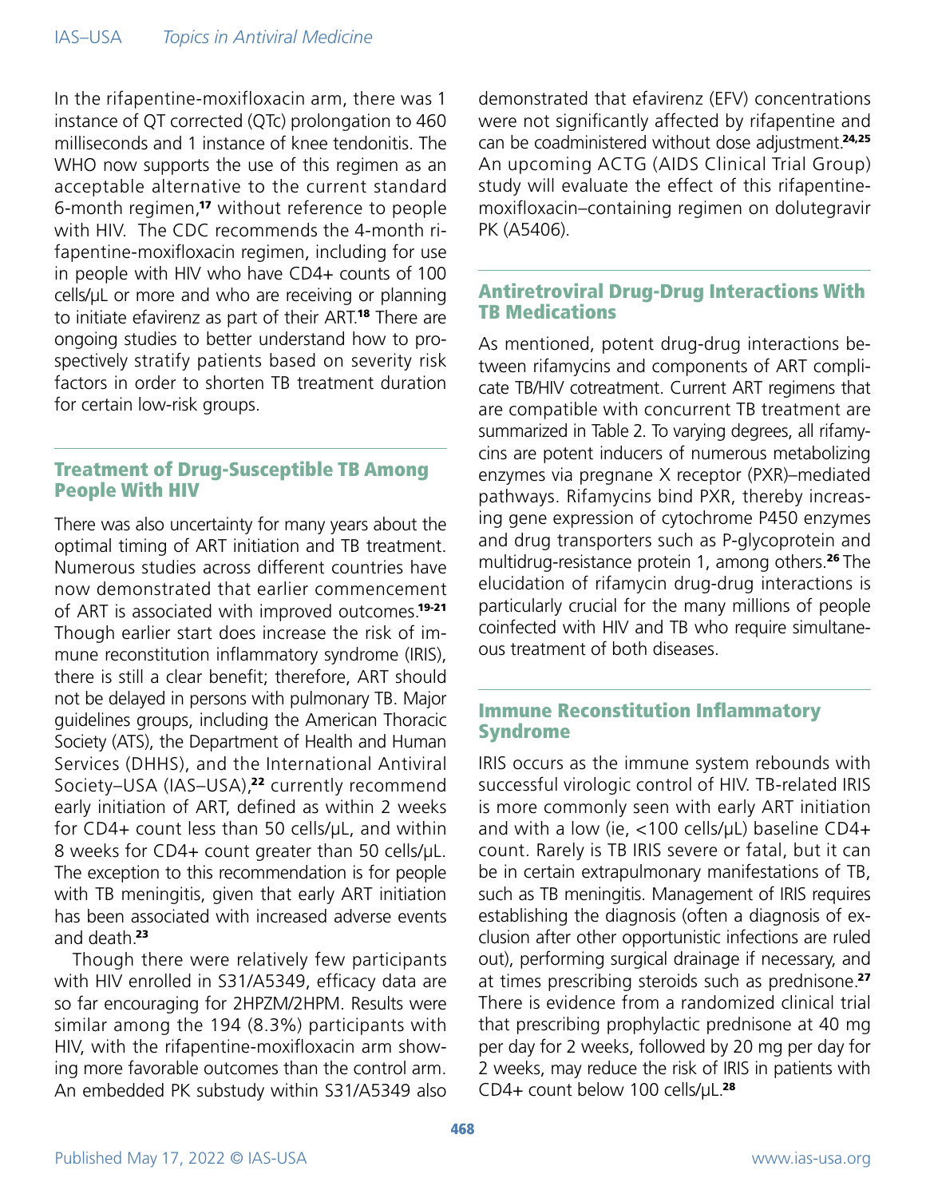In the rifapentine-moxifloxacin arm, there was 1 instance of QT corrected (QTc) prolongation to 460 milliseconds and 1 instance of knee tendonitis. The WHO now supports the use of this regimen as an acceptable alternative to the current standard 6-month regimen,[17] without reference to people with HIV. The CDC recommends the 4-month rifapentine-moxifloxacin regimen, including for use in people with HIV who have CD4+ counts of 100 cells/µL or more and who are receiving or planning to initiate efavirenz as part of their ART.[18] There are ongoing studies to better understand how to prospectively stratify patients based on severity risk factors in order to shorten TB treatment duration for certain low-risk groups.

## Treatment of Drug-Susceptible TB Among People With HIV

There was also uncertainty for many years about the optimal timing of ART initiation and TB treatment. Numerous studies across different countries have now demonstrated that earlier commencement of ART is associated with improved outcomes.[19-21] Though earlier start does increase the risk of immune reconstitution inflammatory syndrome (IRIS), there is still a clear benefit; therefore, ART should not be delayed in persons with pulmonary TB. Major guidelines groups, including the American Thoracic Society (ATS), the Department of Health and Human Services (DHHS), and the International Antiviral Society–USA (IAS–USA),[22] currently recommend early initiation of ART, defined as within 2 weeks for CD4+ count less than 50 cells/µL, and within 8 weeks for CD4+ count greater than 50 cells/µL. The exception to this recommendation is for people with TB meningitis, given that early ART initiation has been associated with increased adverse events and death.[23]

Though there were relatively few participants with HIV enrolled in S31/A5349, efficacy data are so far encouraging for 2HPZM/2HPM. Results were similar among the 194 (8.3%) participants with HIV, with the rifapentine-moxifloxacin arm showing more favorable outcomes than the control arm. An embedded PK substudy within S31/A5349 also demonstrated that efavirenz (EFV) concentrations were not significantly affected by rifapentine and can be coadministered without dose adjustment.[24,25] An upcoming ACTG (AIDS Clinical Trial Group) study will evaluate the effect of this rifapentine-moxifloxacin–containing regimen on dolutegravir PK (A5406).

## Antiretroviral Drug-Drug Interactions With TB Medications

As mentioned, potent drug-drug interactions between rifamycins and components of ART complicate TB/HIV cotreatment. Current ART regimens that are compatible with concurrent TB treatment are summarized in Table 2. To varying degrees, all rifamycins are potent inducers of numerous metabolizing enzymes via pregnane X receptor (PXR)–mediated pathways. Rifamycins bind PXR, thereby increasing gene expression of cytochrome P450 enzymes and drug transporters such as P-glycoprotein and multidrug-resistance protein 1, among others.[26] The elucidation of rifamycin drug-drug interactions is particularly crucial for the many millions of people coinfected with HIV and TB who require simultaneous treatment of both diseases.

## Immune Reconstitution Inflammatory Syndrome

IRIS occurs as the immune system rebounds with successful virologic control of HIV. TB-related IRIS is more commonly seen with early ART initiation and with a low (ie, <100 cells/µL) baseline CD4+ count. Rarely is TB IRIS severe or fatal, but it can be in certain extrapulmonary manifestations of TB, such as TB meningitis. Management of IRIS requires establishing the diagnosis (often a diagnosis of exclusion after other opportunistic infections are ruled out), performing surgical drainage if necessary, and at times prescribing steroids such as prednisone.[27] There is evidence from a randomized clinical trial that prescribing prophylactic prednisone at 40 mg per day for 2 weeks, followed by 20 mg per day for 2 weeks, may reduce the risk of IRIS in patients with CD4+ count below 100 cells/µL.[28]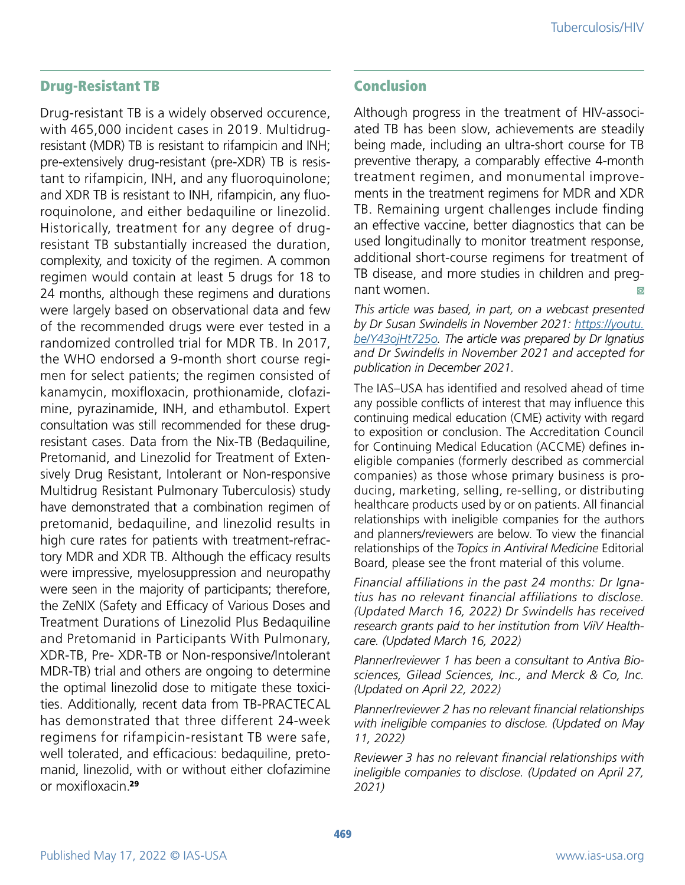## Drug-Resistant TB

Drug-resistant TB is a widely observed occurence, with 465,000 incident cases in 2019. Multidrug-resistant (MDR) TB is resistant to rifampicin and INH; pre-extensively drug-resistant (pre-XDR) TB is resistant to rifampicin, INH, and any fluoroquinolone; and XDR TB is resistant to INH, rifampicin, any fluoroquinolone, and either bedaquiline or linezolid. Historically, treatment for any degree of drug-resistant TB substantially increased the duration, complexity, and toxicity of the regimen. A common regimen would contain at least 5 drugs for 18 to 24 months, although these regimens and durations were largely based on observational data and few of the recommended drugs were ever tested in a randomized controlled trial for MDR TB. In 2017, the WHO endorsed a 9-month short course regimen for select patients; the regimen consisted of kanamycin, moxifloxacin, prothionamide, clofazimine, pyrazinamide, INH, and ethambutol. Expert consultation was still recommended for these drug-resistant cases. Data from the Nix-TB (Bedaquiline, Pretomanid, and Linezolid for Treatment of Extensively Drug Resistant, Intolerant or Non-responsive Multidrug Resistant Pulmonary Tuberculosis) study have demonstrated that a combination regimen of pretomanid, bedaquiline, and linezolid results in high cure rates for patients with treatment-refractory MDR and XDR TB. Although the efficacy results were impressive, myelosuppression and neuropathy were seen in the majority of participants; therefore, the ZeNIX (Safety and Efficacy of Various Doses and Treatment Durations of Linezolid Plus Bedaquiline and Pretomanid in Participants With Pulmonary, XDR-TB, Pre- XDR-TB or Non-responsive/Intolerant MDR-TB) trial and others are ongoing to determine the optimal linezolid dose to mitigate these toxicities. Additionally, recent data from TB-PRACTECAL has demonstrated that three different 24-week regimens for rifampicin-resistant TB were safe, well tolerated, and efficacious: bedaquiline, pretomanid, linezolid, with or without either clofazimine or moxifloxacin.[29]

## Conclusion

Although progress in the treatment of HIV-associated TB has been slow, achievements are steadily being made, including an ultra-short course for TB preventive therapy, a comparably effective 4-month treatment regimen, and monumental improvements in the treatment regimens for MDR and XDR TB. Remaining urgent challenges include finding an effective vaccine, better diagnostics that can be used longitudinally to monitor treatment response, additional short-course regimens for treatment of TB disease, and more studies in children and pregnant women.

*This article was based, in part, on a webcast presented by Dr Susan Swindells in November 2021: [https://youtu.be/Y43ojHt725o](https://youtu.be/Y43ojHt725o). The article was prepared by Dr Ignatius and Dr Swindells in November 2021 and accepted for publication in December 2021.*

The IAS–USA has identified and resolved ahead of time any possible conflicts of interest that may influence this continuing medical education (CME) activity with regard to exposition or conclusion. The Accreditation Council for Continuing Medical Education (ACCME) defines ineligible companies (formerly described as commercial companies) as those whose primary business is producing, marketing, selling, re-selling, or distributing healthcare products used by or on patients. All financial relationships with ineligible companies for the authors and planners/reviewers are below. To view the financial relationships of the *Topics in Antiviral Medicine* Editorial Board, please see the front material of this volume.

*Financial affiliations in the past 24 months: Dr Ignatius has no relevant financial affiliations to disclose. (Updated March 16, 2022) Dr Swindells has received research grants paid to her institution from ViiV Healthcare. (Updated March 16, 2022)*

*Planner/reviewer 1 has been a consultant to Antiva Biosciences, Gilead Sciences, Inc., and Merck & Co, Inc. (Updated on April 22, 2022)*

*Planner/reviewer 2 has no relevant financial relationships with ineligible companies to disclose. (Updated on May 11, 2022)*

*Reviewer 3 has no relevant financial relationships with ineligible companies to disclose. (Updated on April 27, 2021)*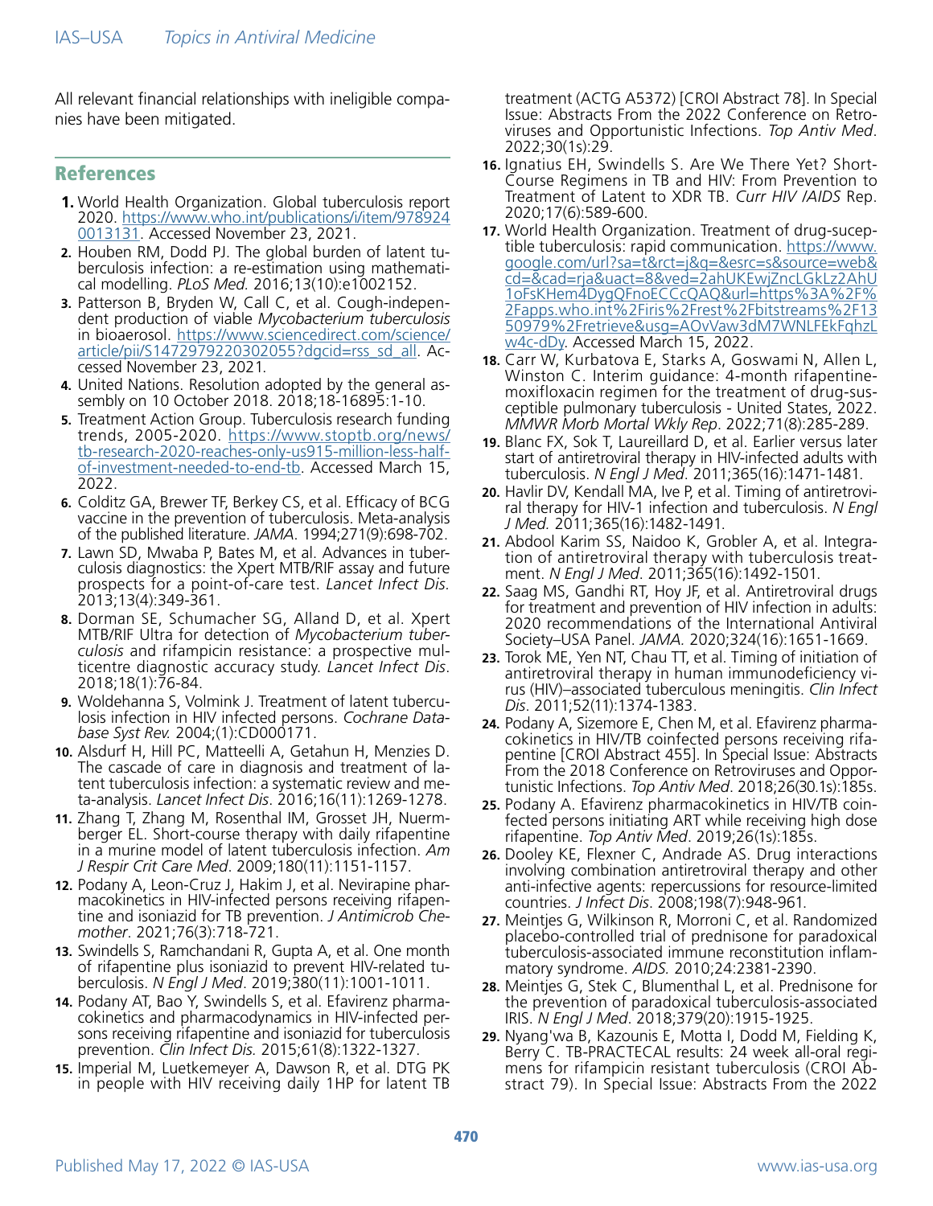All relevant financial relationships with ineligible companies have been mitigated.

## References

1. World Health Organization. Global tuberculosis report 2020. https://www.who.int/publications/i/item/9789240013131. Accessed November 23, 2021.
2. Houben RM, Dodd PJ. The global burden of latent tuberculosis infection: a re-estimation using mathematical modelling. *PLoS Med.* 2016;13(10):e1002152.
3. Patterson B, Bryden W, Call C, et al. Cough-independent production of viable *Mycobacterium tuberculosis* in bioaerosol. https://www.sciencedirect.com/science/article/pii/S1472979220302055?dgcid=rss_sd_all. Accessed November 23, 2021.
4. United Nations. Resolution adopted by the general assembly on 10 October 2018. 2018;18-16895:1-10.
5. Treatment Action Group. Tuberculosis research funding trends, 2005-2020. https://www.stoptb.org/news/tb-research-2020-reaches-only-us915-million-less-half-of-investment-needed-to-end-tb. Accessed March 15, 2022.
6. Colditz GA, Brewer TF, Berkey CS, et al. Efficacy of BCG vaccine in the prevention of tuberculosis. Meta-analysis of the published literature. *JAMA.* 1994;271(9):698-702.
7. Lawn SD, Mwaba P, Bates M, et al. Advances in tuberculosis diagnostics: the Xpert MTB/RIF assay and future prospects for a point-of-care test. *Lancet Infect Dis.* 2013;13(4):349-361.
8. Dorman SE, Schumacher SG, Alland D, et al. Xpert MTB/RIF Ultra for detection of *Mycobacterium tuberculosis* and rifampicin resistance: a prospective multicentre diagnostic accuracy study. *Lancet Infect Dis*. 2018;18(1):76-84.
9. Woldehanna S, Volmink J. Treatment of latent tuberculosis infection in HIV infected persons. *Cochrane Database Syst Rev.* 2004;(1):CD000171.
10. Alsdurf H, Hill PC, Matteelli A, Getahun H, Menzies D. The cascade of care in diagnosis and treatment of latent tuberculosis infection: a systematic review and meta-analysis. *Lancet Infect Dis*. 2016;16(11):1269-1278.
11. Zhang T, Zhang M, Rosenthal IM, Grosset JH, Nuermberger EL. Short-course therapy with daily rifapentine in a murine model of latent tuberculosis infection. *Am J Respir Crit Care Med*. 2009;180(11):1151-1157.
12. Podany A, Leon-Cruz J, Hakim J, et al. Nevirapine pharmacokinetics in HIV-infected persons receiving rifapentine and isoniazid for TB prevention. *J Antimicrob Chemother*. 2021;76(3):718-721.
13. Swindells S, Ramchandani R, Gupta A, et al. One month of rifapentine plus isoniazid to prevent HIV-related tuberculosis. *N Engl J Med*. 2019;380(11):1001-1011.
14. Podany AT, Bao Y, Swindells S, et al. Efavirenz pharmacokinetics and pharmacodynamics in HIV-infected persons receiving rifapentine and isoniazid for tuberculosis prevention. *Clin Infect Dis.* 2015;61(8):1322-1327.
15. Imperial M, Luetkemeyer A, Dawson R, et al. DTG PK in people with HIV receiving daily 1HP for latent TB treatment (ACTG A5372) [CROI Abstract 78]. In Special Issue: Abstracts From the 2022 Conference on Retroviruses and Opportunistic Infections. *Top Antiv Med*. 2022;30(1s):29.
16. Ignatius EH, Swindells S. Are We There Yet? Short-Course Regimens in TB and HIV: From Prevention to Treatment of Latent to XDR TB. *Curr HIV /AIDS* Rep. 2020;17(6):589-600.
17. World Health Organization. Treatment of drug-suceptible tuberculosis: rapid communication. https://www.google.com/url?sa=t&rct=j&q=&esrc=s&source=web&cd=&cad=rja&uact=8&ved=2ahUKEwjZncLGkLz2AhU1oFsKHem4DygQFnoECCcQAQ&url=https%3A%2F%2Fapps.who.int%2Firis%2Frest%2Fbitstreams%2F1350979%2Fretrieve&usg=AOvVaw3dM7WNLFEkFqhzLw4c-dDy. Accessed March 15, 2022.
18. Carr W, Kurbatova E, Starks A, Goswami N, Allen L, Winston C. Interim guidance: 4-month rifapentine-moxifloxacin regimen for the treatment of drug-susceptible pulmonary tuberculosis - United States, 2022. *MMWR Morb Mortal Wkly Rep*. 2022;71(8):285-289.
19. Blanc FX, Sok T, Laureillard D, et al. Earlier versus later start of antiretroviral therapy in HIV-infected adults with tuberculosis. *N Engl J Med*. 2011;365(16):1471-1481.
20. Havlir DV, Kendall MA, Ive P, et al. Timing of antiretroviral therapy for HIV-1 infection and tuberculosis. *N Engl J Med.* 2011;365(16):1482-1491.
21. Abdool Karim SS, Naidoo K, Grobler A, et al. Integration of antiretroviral therapy with tuberculosis treatment. *N Engl J Med*. 2011;365(16):1492-1501.
22. Saag MS, Gandhi RT, Hoy JF, et al. Antiretroviral drugs for treatment and prevention of HIV infection in adults: 2020 recommendations of the International Antiviral Society–USA Panel. *JAMA.* 2020;324(16):1651-1669.
23. Torok ME, Yen NT, Chau TT, et al. Timing of initiation of antiretroviral therapy in human immunodeficiency virus (HIV)–associated tuberculous meningitis. *Clin Infect Dis*. 2011;52(11):1374-1383.
24. Podany A, Sizemore E, Chen M, et al. Efavirenz pharmacokinetics in HIV/TB coinfected persons receiving rifapentine [CROI Abstract 455]. In Special Issue: Abstracts From the 2018 Conference on Retroviruses and Opportunistic Infections. *Top Antiv Med*. 2018;26(30.1s):185s.
25. Podany A. Efavirenz pharmacokinetics in HIV/TB coinfected persons initiating ART while receiving high dose rifapentine. *Top Antiv Med*. 2019;26(1s):185s.
26. Dooley KE, Flexner C, Andrade AS. Drug interactions involving combination antiretroviral therapy and other anti-infective agents: repercussions for resource-limited countries. *J Infect Dis*. 2008;198(7):948-961.
27. Meintjes G, Wilkinson R, Morroni C, et al. Randomized placebo-controlled trial of prednisone for paradoxical tuberculosis-associated immune reconstitution inflammatory syndrome. *AIDS.* 2010;24:2381-2390.
28. Meintjes G, Stek C, Blumenthal L, et al. Prednisone for the prevention of paradoxical tuberculosis-associated IRIS. *N Engl J Med*. 2018;379(20):1915-1925.
29. Nyang'wa B, Kazounis E, Motta I, Dodd M, Fielding K, Berry C. TB-PRACTECAL results: 24 week all-oral regimens for rifampicin resistant tuberculosis (CROI Abstract 79). In Special Issue: Abstracts From the 2022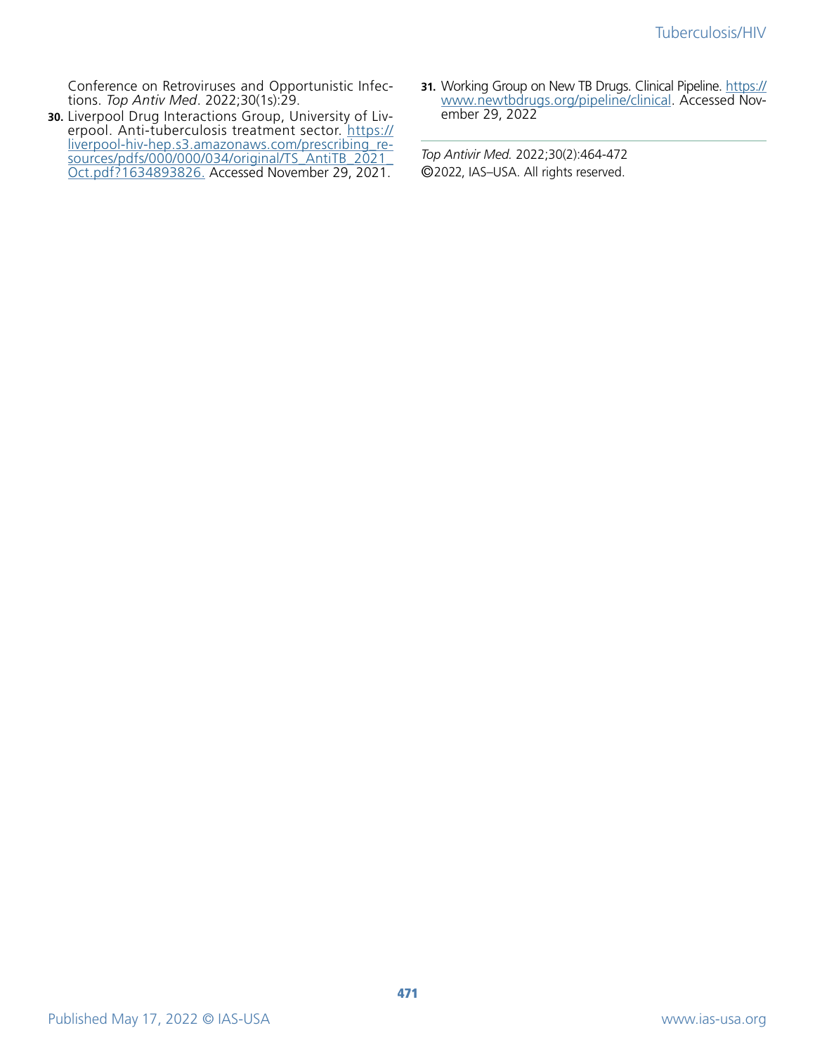Conference on Retroviruses and Opportunistic Infections. *Top Antiv Med*. 2022;30(1s):29.

30. Liverpool Drug Interactions Group, University of Liverpool. Anti-tuberculosis treatment sector. https://liverpool-hiv-hep.s3.amazonaws.com/prescribing_resources/pdfs/000/000/034/original/TS_AntiTB_2021_Oct.pdf?1634893826. Accessed November 29, 2021.

31. Working Group on New TB Drugs. Clinical Pipeline. https://www.newtbdrugs.org/pipeline/clinical. Accessed November 29, 2022

---

*Top Antivir Med.* 2022;30(2):464-472
©2022, IAS–USA. All rights reserved.